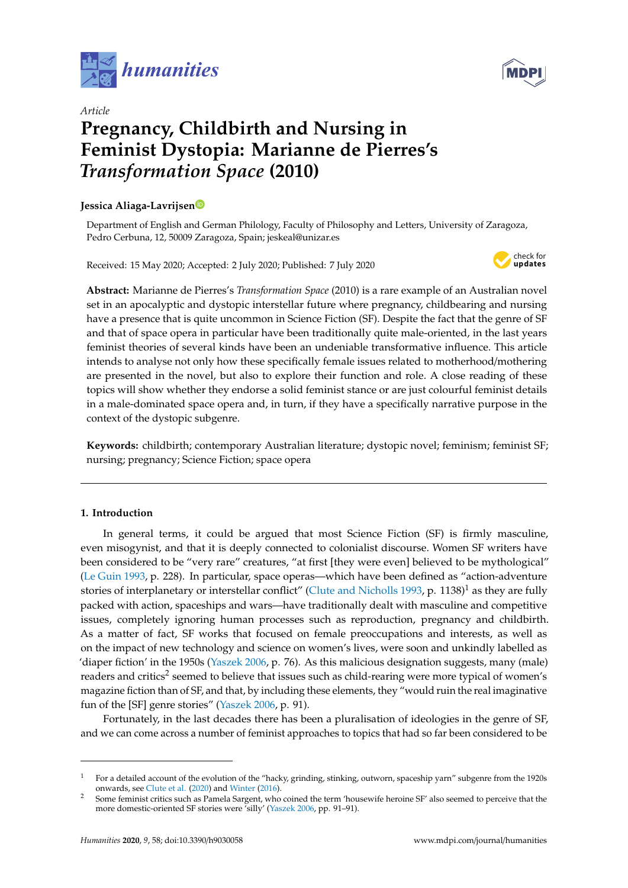*Article*

# Pregnancy, Childbirth and Nursing in Feminist Dystopia: Marianne de Pierres's *Transformation Space* (2010)

**Jessica Aliaga-Lavrijsen**

Department of English and German Philology, Faculty of Philosophy and Letters, University of Zaragoza, Pedro Cerbuna, 12, 50009 Zaragoza, Spain; jeskeal@unizar.es

Received: 15 May 2020; Accepted: 2 July 2020; Published: 7 July 2020

**Abstract:** Marianne de Pierres's *Transformation Space* (2010) is a rare example of an Australian novel set in an apocalyptic and dystopic interstellar future where pregnancy, childbearing and nursing have a presence that is quite uncommon in Science Fiction (SF). Despite the fact that the genre of SF and that of space opera in particular have been traditionally quite male-oriented, in the last years feminist theories of several kinds have been an undeniable transformative influence. This article intends to analyse not only how these specifically female issues related to motherhood/mothering are presented in the novel, but also to explore their function and role. A close reading of these topics will show whether they endorse a solid feminist stance or are just colourful feminist details in a male-dominated space opera and, in turn, if they have a specifically narrative purpose in the context of the dystopic subgenre.

**Keywords:** childbirth; contemporary Australian literature; dystopic novel; feminism; feminist SF; nursing; pregnancy; Science Fiction; space opera

## 1. Introduction

In general terms, it could be argued that most Science Fiction (SF) is firmly masculine, even misogynist, and that it is deeply connected to colonialist discourse. Women SF writers have been considered to be "very rare" creatures, "at first [they were even] believed to be mythological" (Le Guin 1993, p. 228). In particular, space operas—which have been defined as "action-adventure stories of interplanetary or interstellar conflict" (Clute and Nicholls 1993, p. 1138)[1] as they are fully packed with action, spaceships and wars—have traditionally dealt with masculine and competitive issues, completely ignoring human processes such as reproduction, pregnancy and childbirth. As a matter of fact, SF works that focused on female preoccupations and interests, as well as on the impact of new technology and science on women's lives, were soon and unkindly labelled as 'diaper fiction' in the 1950s (Yaszek 2006, p. 76). As this malicious designation suggests, many (male) readers and critics[2] seemed to believe that issues such as child-rearing were more typical of women's magazine fiction than of SF, and that, by including these elements, they "would ruin the real imaginative fun of the [SF] genre stories" (Yaszek 2006, p. 91).

Fortunately, in the last decades there has been a pluralisation of ideologies in the genre of SF, and we can come across a number of feminist approaches to topics that had so far been considered to be

---

[1] For a detailed account of the evolution of the "hacky, grinding, stinking, outworn, spaceship yarn" subgenre from the 1920s onwards, see Clute et al. (2020) and Winter (2016).

[2] Some feminist critics such as Pamela Sargent, who coined the term 'housewife heroine SF' also seemed to perceive that the more domestic-oriented SF stories were 'silly' (Yaszek 2006, pp. 91–91).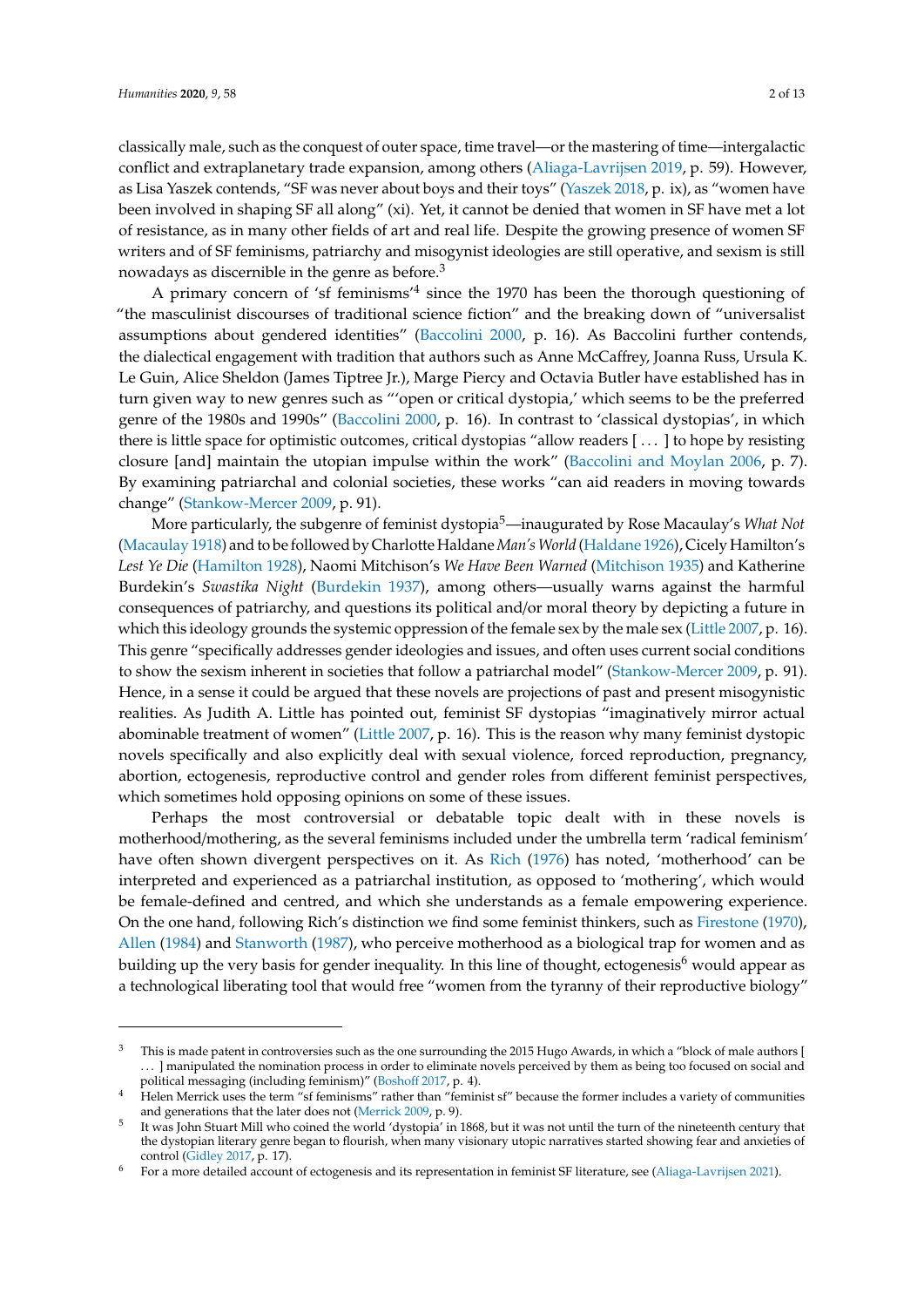classically male, such as the conquest of outer space, time travel—or the mastering of time—intergalactic conflict and extraplanetary trade expansion, among others (Aliaga-Lavrijsen 2019, p. 59). However, as Lisa Yaszek contends, "SF was never about boys and their toys" (Yaszek 2018, p. ix), as "women have been involved in shaping SF all along" (xi). Yet, it cannot be denied that women in SF have met a lot of resistance, as in many other fields of art and real life. Despite the growing presence of women SF writers and of SF feminisms, patriarchy and misogynist ideologies are still operative, and sexism is still nowadays as discernible in the genre as before.[3]

A primary concern of 'sf feminisms'[4] since the 1970 has been the thorough questioning of "the masculinist discourses of traditional science fiction" and the breaking down of "universalist assumptions about gendered identities" (Baccolini 2000, p. 16). As Baccolini further contends, the dialectical engagement with tradition that authors such as Anne McCaffrey, Joanna Russ, Ursula K. Le Guin, Alice Sheldon (James Tiptree Jr.), Marge Piercy and Octavia Butler have established has in turn given way to new genres such as "'open or critical dystopia,' which seems to be the preferred genre of the 1980s and 1990s" (Baccolini 2000, p. 16). In contrast to 'classical dystopias', in which there is little space for optimistic outcomes, critical dystopias "allow readers [ . . . ] to hope by resisting closure [and] maintain the utopian impulse within the work" (Baccolini and Moylan 2006, p. 7). By examining patriarchal and colonial societies, these works "can aid readers in moving towards change" (Stankow-Mercer 2009, p. 91).

More particularly, the subgenre of feminist dystopia[5]—inaugurated by Rose Macaulay's *What Not* (Macaulay 1918) and to be followed by Charlotte Haldane *Man's World* (Haldane 1926), Cicely Hamilton's *Lest Ye Die* (Hamilton 1928), Naomi Mitchison's *We Have Been Warned* (Mitchison 1935) and Katherine Burdekin's *Swastika Night* (Burdekin 1937), among others—usually warns against the harmful consequences of patriarchy, and questions its political and/or moral theory by depicting a future in which this ideology grounds the systemic oppression of the female sex by the male sex (Little 2007, p. 16). This genre "specifically addresses gender ideologies and issues, and often uses current social conditions to show the sexism inherent in societies that follow a patriarchal model" (Stankow-Mercer 2009, p. 91). Hence, in a sense it could be argued that these novels are projections of past and present misogynistic realities. As Judith A. Little has pointed out, feminist SF dystopias "imaginatively mirror actual abominable treatment of women" (Little 2007, p. 16). This is the reason why many feminist dystopic novels specifically and also explicitly deal with sexual violence, forced reproduction, pregnancy, abortion, ectogenesis, reproductive control and gender roles from different feminist perspectives, which sometimes hold opposing opinions on some of these issues.

Perhaps the most controversial or debatable topic dealt with in these novels is motherhood/mothering, as the several feminisms included under the umbrella term 'radical feminism' have often shown divergent perspectives on it. As Rich (1976) has noted, 'motherhood' can be interpreted and experienced as a patriarchal institution, as opposed to 'mothering', which would be female-defined and centred, and which she understands as a female empowering experience. On the one hand, following Rich's distinction we find some feminist thinkers, such as Firestone (1970), Allen (1984) and Stanworth (1987), who perceive motherhood as a biological trap for women and as building up the very basis for gender inequality. In this line of thought, ectogenesis[6] would appear as a technological liberating tool that would free "women from the tyranny of their reproductive biology"

---

[3] This is made patent in controversies such as the one surrounding the 2015 Hugo Awards, in which a "block of male authors [ . . . ] manipulated the nomination process in order to eliminate novels perceived by them as being too focused on social and political messaging (including feminism)" (Boshoff 2017, p. 4).

[4] Helen Merrick uses the term "sf feminisms" rather than "feminist sf" because the former includes a variety of communities and generations that the later does not (Merrick 2009, p. 9).

[5] It was John Stuart Mill who coined the world 'dystopia' in 1868, but it was not until the turn of the nineteenth century that the dystopian literary genre began to flourish, when many visionary utopic narratives started showing fear and anxieties of control (Gidley 2017, p. 17).

[6] For a more detailed account of ectogenesis and its representation in feminist SF literature, see (Aliaga-Lavrijsen 2021).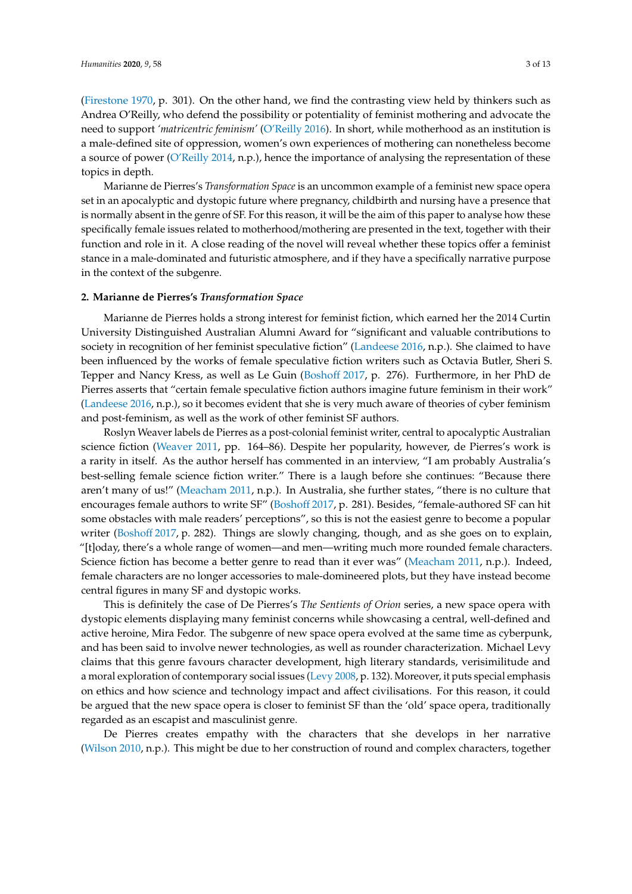(Firestone 1970, p. 301). On the other hand, we find the contrasting view held by thinkers such as Andrea O'Reilly, who defend the possibility or potentiality of feminist mothering and advocate the need to support *'matricentric feminism'* (O'Reilly 2016). In short, while motherhood as an institution is a male-defined site of oppression, women's own experiences of mothering can nonetheless become a source of power (O'Reilly 2014, n.p.), hence the importance of analysing the representation of these topics in depth.

Marianne de Pierres's *Transformation Space* is an uncommon example of a feminist new space opera set in an apocalyptic and dystopic future where pregnancy, childbirth and nursing have a presence that is normally absent in the genre of SF. For this reason, it will be the aim of this paper to analyse how these specifically female issues related to motherhood/mothering are presented in the text, together with their function and role in it. A close reading of the novel will reveal whether these topics offer a feminist stance in a male-dominated and futuristic atmosphere, and if they have a specifically narrative purpose in the context of the subgenre.

## 2. Marianne de Pierres's *Transformation Space*

Marianne de Pierres holds a strong interest for feminist fiction, which earned her the 2014 Curtin University Distinguished Australian Alumni Award for "significant and valuable contributions to society in recognition of her feminist speculative fiction" (Landeese 2016, n.p.). She claimed to have been influenced by the works of female speculative fiction writers such as Octavia Butler, Sheri S. Tepper and Nancy Kress, as well as Le Guin (Boshoff 2017, p. 276). Furthermore, in her PhD de Pierres asserts that "certain female speculative fiction authors imagine future feminism in their work" (Landeese 2016, n.p.), so it becomes evident that she is very much aware of theories of cyber feminism and post-feminism, as well as the work of other feminist SF authors.

Roslyn Weaver labels de Pierres as a post-colonial feminist writer, central to apocalyptic Australian science fiction (Weaver 2011, pp. 164–86). Despite her popularity, however, de Pierres's work is a rarity in itself. As the author herself has commented in an interview, "I am probably Australia's best-selling female science fiction writer." There is a laugh before she continues: "Because there aren't many of us!" (Meacham 2011, n.p.). In Australia, she further states, "there is no culture that encourages female authors to write SF" (Boshoff 2017, p. 281). Besides, "female-authored SF can hit some obstacles with male readers' perceptions", so this is not the easiest genre to become a popular writer (Boshoff 2017, p. 282). Things are slowly changing, though, and as she goes on to explain, "[t]oday, there's a whole range of women—and men—writing much more rounded female characters. Science fiction has become a better genre to read than it ever was" (Meacham 2011, n.p.). Indeed, female characters are no longer accessories to male-domineered plots, but they have instead become central figures in many SF and dystopic works.

This is definitely the case of De Pierres's *The Sentients of Orion* series, a new space opera with dystopic elements displaying many feminist concerns while showcasing a central, well-defined and active heroine, Mira Fedor. The subgenre of new space opera evolved at the same time as cyberpunk, and has been said to involve newer technologies, as well as rounder characterization. Michael Levy claims that this genre favours character development, high literary standards, verisimilitude and a moral exploration of contemporary social issues (Levy 2008, p. 132). Moreover, it puts special emphasis on ethics and how science and technology impact and affect civilisations. For this reason, it could be argued that the new space opera is closer to feminist SF than the 'old' space opera, traditionally regarded as an escapist and masculinist genre.

De Pierres creates empathy with the characters that she develops in her narrative (Wilson 2010, n.p.). This might be due to her construction of round and complex characters, together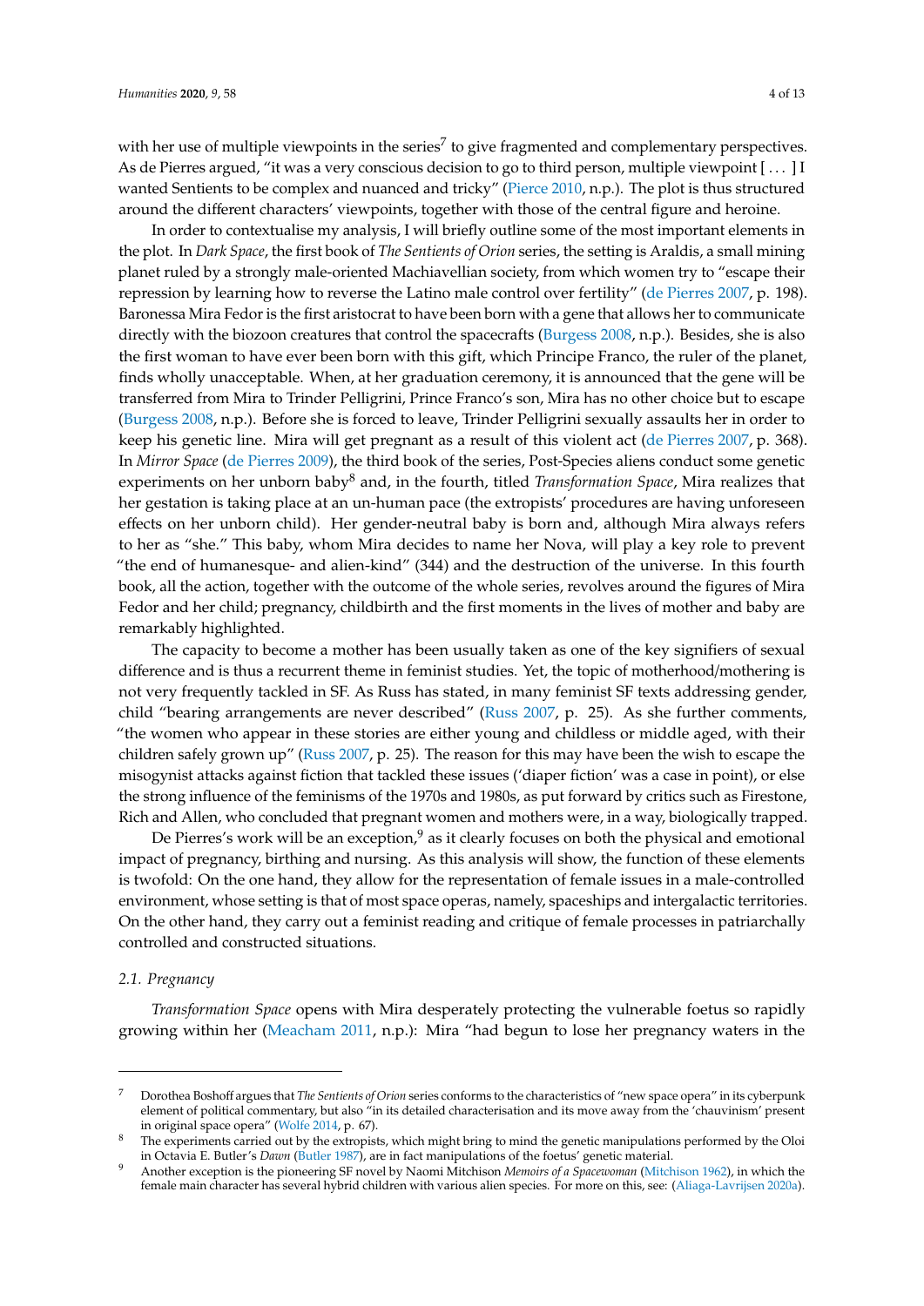with her use of multiple viewpoints in the series[7] to give fragmented and complementary perspectives. As de Pierres argued, "it was a very conscious decision to go to third person, multiple viewpoint [ . . . ] I wanted Sentients to be complex and nuanced and tricky" (Pierce 2010, n.p.). The plot is thus structured around the different characters' viewpoints, together with those of the central figure and heroine.

In order to contextualise my analysis, I will briefly outline some of the most important elements in the plot. In *Dark Space*, the first book of *The Sentients of Orion* series, the setting is Araldis, a small mining planet ruled by a strongly male-oriented Machiavellian society, from which women try to "escape their repression by learning how to reverse the Latino male control over fertility" (de Pierres 2007, p. 198). Baronessa Mira Fedor is the first aristocrat to have been born with a gene that allows her to communicate directly with the biozoon creatures that control the spacecrafts (Burgess 2008, n.p.). Besides, she is also the first woman to have ever been born with this gift, which Principe Franco, the ruler of the planet, finds wholly unacceptable. When, at her graduation ceremony, it is announced that the gene will be transferred from Mira to Trinder Pelligrini, Prince Franco's son, Mira has no other choice but to escape (Burgess 2008, n.p.). Before she is forced to leave, Trinder Pelligrini sexually assaults her in order to keep his genetic line. Mira will get pregnant as a result of this violent act (de Pierres 2007, p. 368). In *Mirror Space* (de Pierres 2009), the third book of the series, Post-Species aliens conduct some genetic experiments on her unborn baby[8] and, in the fourth, titled *Transformation Space*, Mira realizes that her gestation is taking place at an un-human pace (the extropists' procedures are having unforeseen effects on her unborn child). Her gender-neutral baby is born and, although Mira always refers to her as "she." This baby, whom Mira decides to name her Nova, will play a key role to prevent "the end of humanesque- and alien-kind" (344) and the destruction of the universe. In this fourth book, all the action, together with the outcome of the whole series, revolves around the figures of Mira Fedor and her child; pregnancy, childbirth and the first moments in the lives of mother and baby are remarkably highlighted.

The capacity to become a mother has been usually taken as one of the key signifiers of sexual difference and is thus a recurrent theme in feminist studies. Yet, the topic of motherhood/mothering is not very frequently tackled in SF. As Russ has stated, in many feminist SF texts addressing gender, child "bearing arrangements are never described" (Russ 2007, p. 25). As she further comments, "the women who appear in these stories are either young and childless or middle aged, with their children safely grown up" (Russ 2007, p. 25). The reason for this may have been the wish to escape the misogynist attacks against fiction that tackled these issues ('diaper fiction' was a case in point), or else the strong influence of the feminisms of the 1970s and 1980s, as put forward by critics such as Firestone, Rich and Allen, who concluded that pregnant women and mothers were, in a way, biologically trapped.

De Pierres's work will be an exception,[9] as it clearly focuses on both the physical and emotional impact of pregnancy, birthing and nursing. As this analysis will show, the function of these elements is twofold: On the one hand, they allow for the representation of female issues in a male-controlled environment, whose setting is that of most space operas, namely, spaceships and intergalactic territories. On the other hand, they carry out a feminist reading and critique of female processes in patriarchally controlled and constructed situations.

### *2.1. Pregnancy*

*Transformation Space* opens with Mira desperately protecting the vulnerable foetus so rapidly growing within her (Meacham 2011, n.p.): Mira "had begun to lose her pregnancy waters in the

---

[7] Dorothea Boshoff argues that *The Sentients of Orion* series conforms to the characteristics of "new space opera" in its cyberpunk element of political commentary, but also "in its detailed characterisation and its move away from the 'chauvinism' present in original space opera" (Wolfe 2014, p. 67).

[8] The experiments carried out by the extropists, which might bring to mind the genetic manipulations performed by the Oloi in Octavia E. Butler's *Dawn* (Butler 1987), are in fact manipulations of the foetus' genetic material.

[9] Another exception is the pioneering SF novel by Naomi Mitchison *Memoirs of a Spacewoman* (Mitchison 1962), in which the female main character has several hybrid children with various alien species. For more on this, see: (Aliaga-Lavrijsen 2020a).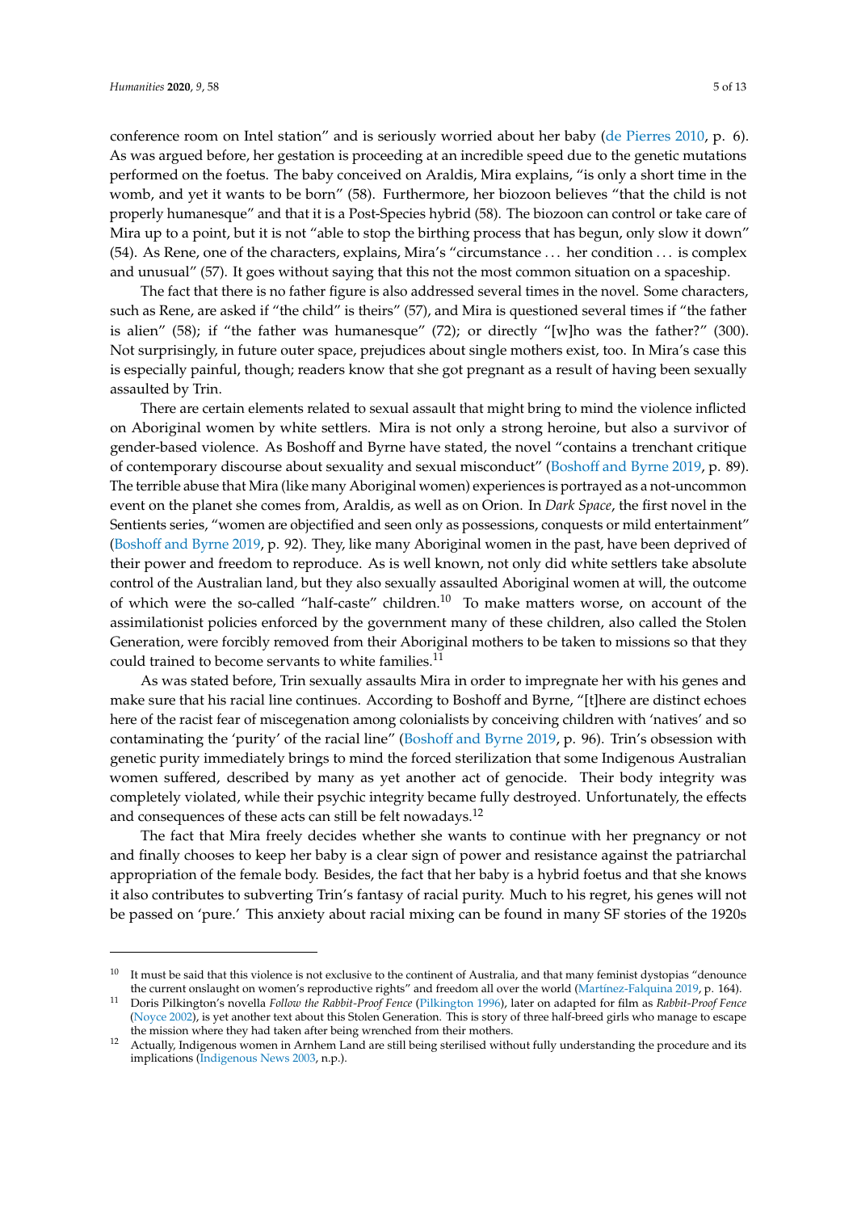conference room on Intel station" and is seriously worried about her baby (de Pierres 2010, p. 6). As was argued before, her gestation is proceeding at an incredible speed due to the genetic mutations performed on the foetus. The baby conceived on Araldis, Mira explains, "is only a short time in the womb, and yet it wants to be born" (58). Furthermore, her biozoon believes "that the child is not properly humanesque" and that it is a Post-Species hybrid (58). The biozoon can control or take care of Mira up to a point, but it is not "able to stop the birthing process that has begun, only slow it down" (54). As Rene, one of the characters, explains, Mira's "circumstance . . . her condition . . . is complex and unusual" (57). It goes without saying that this not the most common situation on a spaceship.

The fact that there is no father figure is also addressed several times in the novel. Some characters, such as Rene, are asked if "the child" is theirs" (57), and Mira is questioned several times if "the father is alien" (58); if "the father was humanesque" (72); or directly "[w]ho was the father?" (300). Not surprisingly, in future outer space, prejudices about single mothers exist, too. In Mira's case this is especially painful, though; readers know that she got pregnant as a result of having been sexually assaulted by Trin.

There are certain elements related to sexual assault that might bring to mind the violence inflicted on Aboriginal women by white settlers. Mira is not only a strong heroine, but also a survivor of gender-based violence. As Boshoff and Byrne have stated, the novel "contains a trenchant critique of contemporary discourse about sexuality and sexual misconduct" (Boshoff and Byrne 2019, p. 89). The terrible abuse that Mira (like many Aboriginal women) experiences is portrayed as a not-uncommon event on the planet she comes from, Araldis, as well as on Orion. In *Dark Space*, the first novel in the Sentients series, "women are objectified and seen only as possessions, conquests or mild entertainment" (Boshoff and Byrne 2019, p. 92). They, like many Aboriginal women in the past, have been deprived of their power and freedom to reproduce. As is well known, not only did white settlers take absolute control of the Australian land, but they also sexually assaulted Aboriginal women at will, the outcome of which were the so-called "half-caste" children.[10] To make matters worse, on account of the assimilationist policies enforced by the government many of these children, also called the Stolen Generation, were forcibly removed from their Aboriginal mothers to be taken to missions so that they could trained to become servants to white families.[11]

As was stated before, Trin sexually assaults Mira in order to impregnate her with his genes and make sure that his racial line continues. According to Boshoff and Byrne, "[t]here are distinct echoes here of the racist fear of miscegenation among colonialists by conceiving children with 'natives' and so contaminating the 'purity' of the racial line" (Boshoff and Byrne 2019, p. 96). Trin's obsession with genetic purity immediately brings to mind the forced sterilization that some Indigenous Australian women suffered, described by many as yet another act of genocide. Their body integrity was completely violated, while their psychic integrity became fully destroyed. Unfortunately, the effects and consequences of these acts can still be felt nowadays.[12]

The fact that Mira freely decides whether she wants to continue with her pregnancy or not and finally chooses to keep her baby is a clear sign of power and resistance against the patriarchal appropriation of the female body. Besides, the fact that her baby is a hybrid foetus and that she knows it also contributes to subverting Trin's fantasy of racial purity. Much to his regret, his genes will not be passed on 'pure.' This anxiety about racial mixing can be found in many SF stories of the 1920s

---

[10] It must be said that this violence is not exclusive to the continent of Australia, and that many feminist dystopias "denounce the current onslaught on women's reproductive rights" and freedom all over the world (Martínez-Falquina 2019, p. 164).

[11] Doris Pilkington's novella *Follow the Rabbit-Proof Fence* (Pilkington 1996), later on adapted for film as *Rabbit-Proof Fence* (Noyce 2002), is yet another text about this Stolen Generation. This is story of three half-breed girls who manage to escape the mission where they had taken after being wrenched from their mothers.

[12] Actually, Indigenous women in Arnhem Land are still being sterilised without fully understanding the procedure and its implications (Indigenous News 2003, n.p.).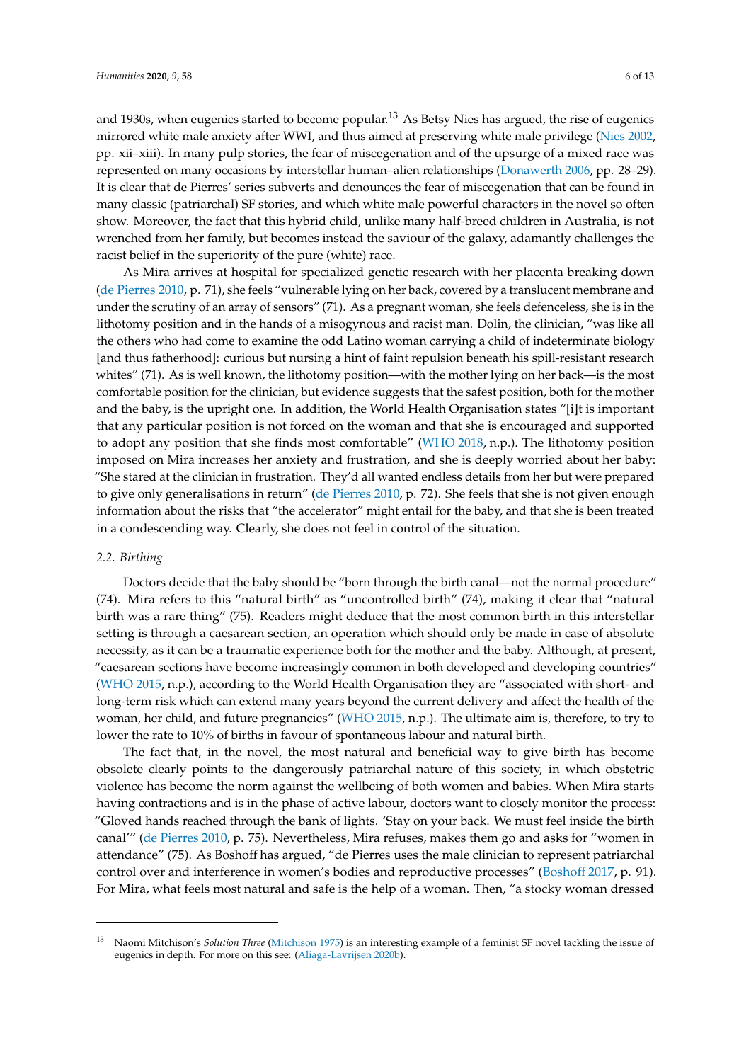and 1930s, when eugenics started to become popular.[13] As Betsy Nies has argued, the rise of eugenics mirrored white male anxiety after WWI, and thus aimed at preserving white male privilege (Nies 2002, pp. xii–xiii). In many pulp stories, the fear of miscegenation and of the upsurge of a mixed race was represented on many occasions by interstellar human–alien relationships (Donawerth 2006, pp. 28–29). It is clear that de Pierres' series subverts and denounces the fear of miscegenation that can be found in many classic (patriarchal) SF stories, and which white male powerful characters in the novel so often show. Moreover, the fact that this hybrid child, unlike many half-breed children in Australia, is not wrenched from her family, but becomes instead the saviour of the galaxy, adamantly challenges the racist belief in the superiority of the pure (white) race.

As Mira arrives at hospital for specialized genetic research with her placenta breaking down (de Pierres 2010, p. 71), she feels "vulnerable lying on her back, covered by a translucent membrane and under the scrutiny of an array of sensors" (71). As a pregnant woman, she feels defenceless, she is in the lithotomy position and in the hands of a misogynous and racist man. Dolin, the clinician, "was like all the others who had come to examine the odd Latino woman carrying a child of indeterminate biology [and thus fatherhood]: curious but nursing a hint of faint repulsion beneath his spill-resistant research whites" (71). As is well known, the lithotomy position—with the mother lying on her back—is the most comfortable position for the clinician, but evidence suggests that the safest position, both for the mother and the baby, is the upright one. In addition, the World Health Organisation states "[i]t is important that any particular position is not forced on the woman and that she is encouraged and supported to adopt any position that she finds most comfortable" (WHO 2018, n.p.). The lithotomy position imposed on Mira increases her anxiety and frustration, and she is deeply worried about her baby: "She stared at the clinician in frustration. They'd all wanted endless details from her but were prepared to give only generalisations in return" (de Pierres 2010, p. 72). She feels that she is not given enough information about the risks that "the accelerator" might entail for the baby, and that she is been treated in a condescending way. Clearly, she does not feel in control of the situation.

### 2.2. Birthing

Doctors decide that the baby should be "born through the birth canal—not the normal procedure" (74). Mira refers to this "natural birth" as "uncontrolled birth" (74), making it clear that "natural birth was a rare thing" (75). Readers might deduce that the most common birth in this interstellar setting is through a caesarean section, an operation which should only be made in case of absolute necessity, as it can be a traumatic experience both for the mother and the baby. Although, at present, "caesarean sections have become increasingly common in both developed and developing countries" (WHO 2015, n.p.), according to the World Health Organisation they are "associated with short- and long-term risk which can extend many years beyond the current delivery and affect the health of the woman, her child, and future pregnancies" (WHO 2015, n.p.). The ultimate aim is, therefore, to try to lower the rate to 10% of births in favour of spontaneous labour and natural birth.

The fact that, in the novel, the most natural and beneficial way to give birth has become obsolete clearly points to the dangerously patriarchal nature of this society, in which obstetric violence has become the norm against the wellbeing of both women and babies. When Mira starts having contractions and is in the phase of active labour, doctors want to closely monitor the process: "Gloved hands reached through the bank of lights. 'Stay on your back. We must feel inside the birth canal'" (de Pierres 2010, p. 75). Nevertheless, Mira refuses, makes them go and asks for "women in attendance" (75). As Boshoff has argued, "de Pierres uses the male clinician to represent patriarchal control over and interference in women's bodies and reproductive processes" (Boshoff 2017, p. 91). For Mira, what feels most natural and safe is the help of a woman. Then, "a stocky woman dressed

[13] Naomi Mitchison's *Solution Three* (Mitchison 1975) is an interesting example of a feminist SF novel tackling the issue of eugenics in depth. For more on this see: (Aliaga-Lavrijsen 2020b).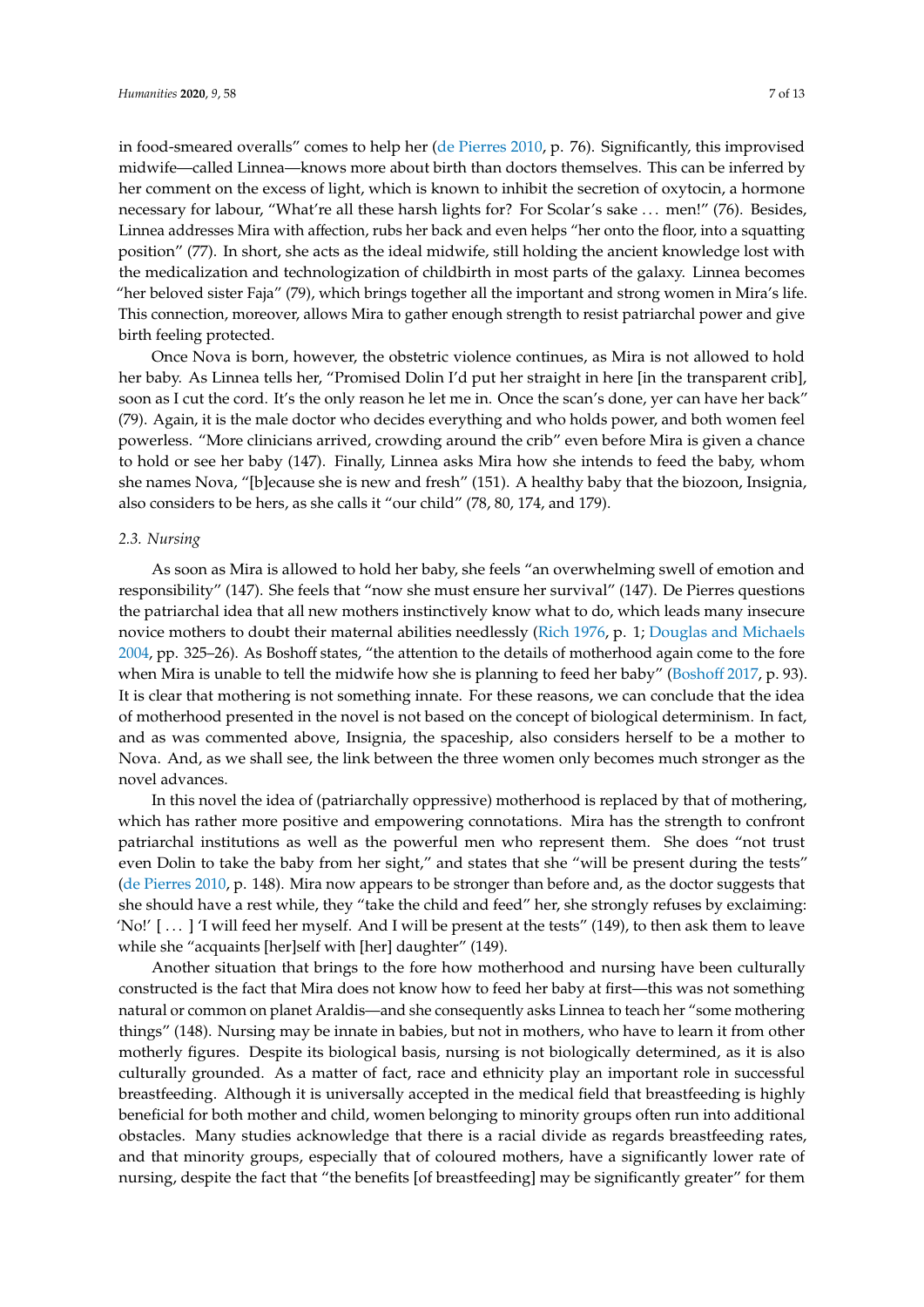in food-smeared overalls" comes to help her (de Pierres 2010, p. 76). Significantly, this improvised midwife—called Linnea—knows more about birth than doctors themselves. This can be inferred by her comment on the excess of light, which is known to inhibit the secretion of oxytocin, a hormone necessary for labour, "What're all these harsh lights for? For Scolar's sake ... men!" (76). Besides, Linnea addresses Mira with affection, rubs her back and even helps "her onto the floor, into a squatting position" (77). In short, she acts as the ideal midwife, still holding the ancient knowledge lost with the medicalization and technologization of childbirth in most parts of the galaxy. Linnea becomes "her beloved sister Faja" (79), which brings together all the important and strong women in Mira's life. This connection, moreover, allows Mira to gather enough strength to resist patriarchal power and give birth feeling protected.

Once Nova is born, however, the obstetric violence continues, as Mira is not allowed to hold her baby. As Linnea tells her, "Promised Dolin I'd put her straight in here [in the transparent crib], soon as I cut the cord. It's the only reason he let me in. Once the scan's done, yer can have her back" (79). Again, it is the male doctor who decides everything and who holds power, and both women feel powerless. "More clinicians arrived, crowding around the crib" even before Mira is given a chance to hold or see her baby (147). Finally, Linnea asks Mira how she intends to feed the baby, whom she names Nova, "[b]ecause she is new and fresh" (151). A healthy baby that the biozoon, Insignia, also considers to be hers, as she calls it "our child" (78, 80, 174, and 179).

### 2.3. Nursing

As soon as Mira is allowed to hold her baby, she feels "an overwhelming swell of emotion and responsibility" (147). She feels that "now she must ensure her survival" (147). De Pierres questions the patriarchal idea that all new mothers instinctively know what to do, which leads many insecure novice mothers to doubt their maternal abilities needlessly (Rich 1976, p. 1; Douglas and Michaels 2004, pp. 325–26). As Boshoff states, "the attention to the details of motherhood again come to the fore when Mira is unable to tell the midwife how she is planning to feed her baby" (Boshoff 2017, p. 93). It is clear that mothering is not something innate. For these reasons, we can conclude that the idea of motherhood presented in the novel is not based on the concept of biological determinism. In fact, and as was commented above, Insignia, the spaceship, also considers herself to be a mother to Nova. And, as we shall see, the link between the three women only becomes much stronger as the novel advances.

In this novel the idea of (patriarchally oppressive) motherhood is replaced by that of mothering, which has rather more positive and empowering connotations. Mira has the strength to confront patriarchal institutions as well as the powerful men who represent them. She does "not trust even Dolin to take the baby from her sight," and states that she "will be present during the tests" (de Pierres 2010, p. 148). Mira now appears to be stronger than before and, as the doctor suggests that she should have a rest while, they "take the child and feed" her, she strongly refuses by exclaiming: 'No!' [ ... ] 'I will feed her myself. And I will be present at the tests" (149), to then ask them to leave while she "acquaints [her]self with [her] daughter" (149).

Another situation that brings to the fore how motherhood and nursing have been culturally constructed is the fact that Mira does not know how to feed her baby at first—this was not something natural or common on planet Araldis—and she consequently asks Linnea to teach her "some mothering things" (148). Nursing may be innate in babies, but not in mothers, who have to learn it from other motherly figures. Despite its biological basis, nursing is not biologically determined, as it is also culturally grounded. As a matter of fact, race and ethnicity play an important role in successful breastfeeding. Although it is universally accepted in the medical field that breastfeeding is highly beneficial for both mother and child, women belonging to minority groups often run into additional obstacles. Many studies acknowledge that there is a racial divide as regards breastfeeding rates, and that minority groups, especially that of coloured mothers, have a significantly lower rate of nursing, despite the fact that "the benefits [of breastfeeding] may be significantly greater" for them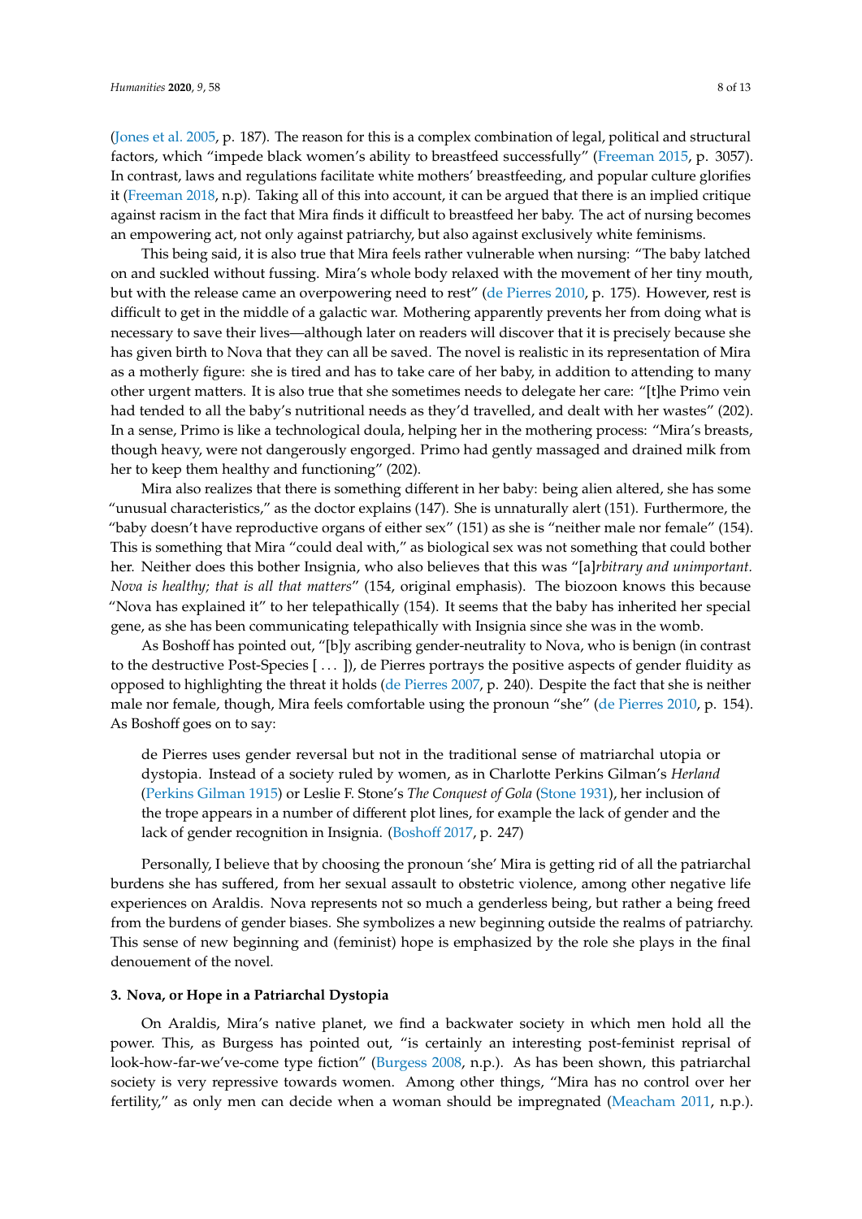(Jones et al. 2005, p. 187). The reason for this is a complex combination of legal, political and structural factors, which "impede black women's ability to breastfeed successfully" (Freeman 2015, p. 3057). In contrast, laws and regulations facilitate white mothers' breastfeeding, and popular culture glorifies it (Freeman 2018, n.p). Taking all of this into account, it can be argued that there is an implied critique against racism in the fact that Mira finds it difficult to breastfeed her baby. The act of nursing becomes an empowering act, not only against patriarchy, but also against exclusively white feminisms.

This being said, it is also true that Mira feels rather vulnerable when nursing: "The baby latched on and suckled without fussing. Mira's whole body relaxed with the movement of her tiny mouth, but with the release came an overpowering need to rest" (de Pierres 2010, p. 175). However, rest is difficult to get in the middle of a galactic war. Mothering apparently prevents her from doing what is necessary to save their lives—although later on readers will discover that it is precisely because she has given birth to Nova that they can all be saved. The novel is realistic in its representation of Mira as a motherly figure: she is tired and has to take care of her baby, in addition to attending to many other urgent matters. It is also true that she sometimes needs to delegate her care: "[t]he Primo vein had tended to all the baby's nutritional needs as they'd travelled, and dealt with her wastes" (202). In a sense, Primo is like a technological doula, helping her in the mothering process: "Mira's breasts, though heavy, were not dangerously engorged. Primo had gently massaged and drained milk from her to keep them healthy and functioning" (202).

Mira also realizes that there is something different in her baby: being alien altered, she has some "unusual characteristics," as the doctor explains (147). She is unnaturally alert (151). Furthermore, the "baby doesn't have reproductive organs of either sex" (151) as she is "neither male nor female" (154). This is something that Mira "could deal with," as biological sex was not something that could bother her. Neither does this bother Insignia, who also believes that this was "[a]*rbitrary and unimportant. Nova is healthy; that is all that matters*" (154, original emphasis). The biozoon knows this because "Nova has explained it" to her telepathically (154). It seems that the baby has inherited her special gene, as she has been communicating telepathically with Insignia since she was in the womb.

As Boshoff has pointed out, "[b]y ascribing gender-neutrality to Nova, who is benign (in contrast to the destructive Post-Species [ ... ]), de Pierres portrays the positive aspects of gender fluidity as opposed to highlighting the threat it holds (de Pierres 2007, p. 240). Despite the fact that she is neither male nor female, though, Mira feels comfortable using the pronoun "she" (de Pierres 2010, p. 154). As Boshoff goes on to say:

> de Pierres uses gender reversal but not in the traditional sense of matriarchal utopia or dystopia. Instead of a society ruled by women, as in Charlotte Perkins Gilman's *Herland* (Perkins Gilman 1915) or Leslie F. Stone's *The Conquest of Gola* (Stone 1931), her inclusion of the trope appears in a number of different plot lines, for example the lack of gender and the lack of gender recognition in Insignia. (Boshoff 2017, p. 247)

Personally, I believe that by choosing the pronoun 'she' Mira is getting rid of all the patriarchal burdens she has suffered, from her sexual assault to obstetric violence, among other negative life experiences on Araldis. Nova represents not so much a genderless being, but rather a being freed from the burdens of gender biases. She symbolizes a new beginning outside the realms of patriarchy. This sense of new beginning and (feminist) hope is emphasized by the role she plays in the final denouement of the novel.

## 3. Nova, or Hope in a Patriarchal Dystopia

On Araldis, Mira's native planet, we find a backwater society in which men hold all the power. This, as Burgess has pointed out, "is certainly an interesting post-feminist reprisal of look-how-far-we've-come type fiction" (Burgess 2008, n.p.). As has been shown, this patriarchal society is very repressive towards women. Among other things, "Mira has no control over her fertility," as only men can decide when a woman should be impregnated (Meacham 2011, n.p.).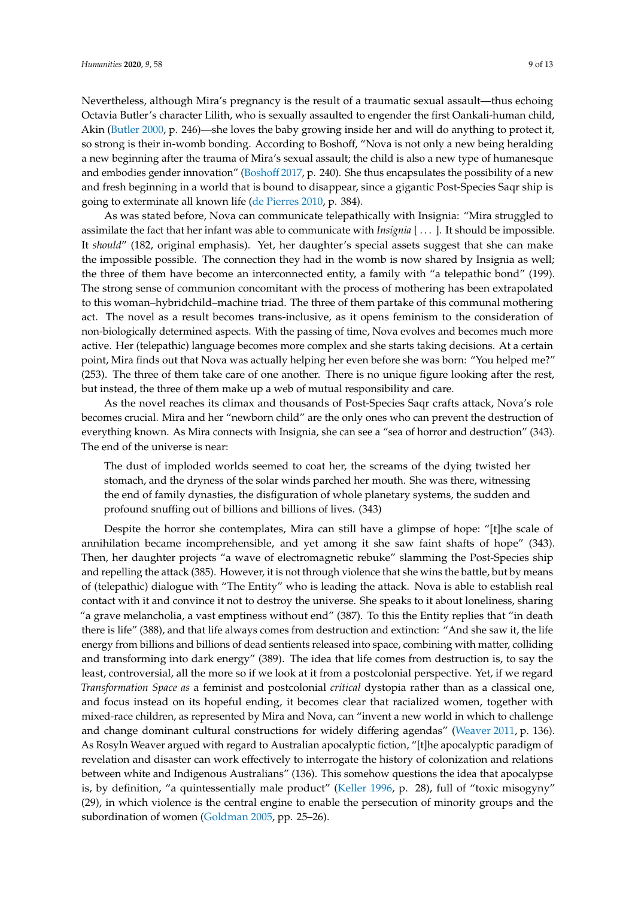Nevertheless, although Mira's pregnancy is the result of a traumatic sexual assault—thus echoing Octavia Butler's character Lilith, who is sexually assaulted to engender the first Oankali-human child, Akin (Butler 2000, p. 246)—she loves the baby growing inside her and will do anything to protect it, so strong is their in-womb bonding. According to Boshoff, "Nova is not only a new being heralding a new beginning after the trauma of Mira's sexual assault; the child is also a new type of humanesque and embodies gender innovation" (Boshoff 2017, p. 240). She thus encapsulates the possibility of a new and fresh beginning in a world that is bound to disappear, since a gigantic Post-Species Saqr ship is going to exterminate all known life (de Pierres 2010, p. 384).

As was stated before, Nova can communicate telepathically with Insignia: "Mira struggled to assimilate the fact that her infant was able to communicate with *Insignia* [ ... ]. It should be impossible. It *should*" (182, original emphasis). Yet, her daughter's special assets suggest that she can make the impossible possible. The connection they had in the womb is now shared by Insignia as well; the three of them have become an interconnected entity, a family with "a telepathic bond" (199). The strong sense of communion concomitant with the process of mothering has been extrapolated to this woman–hybridchild–machine triad. The three of them partake of this communal mothering act. The novel as a result becomes trans-inclusive, as it opens feminism to the consideration of non-biologically determined aspects. With the passing of time, Nova evolves and becomes much more active. Her (telepathic) language becomes more complex and she starts taking decisions. At a certain point, Mira finds out that Nova was actually helping her even before she was born: "You helped me?" (253). The three of them take care of one another. There is no unique figure looking after the rest, but instead, the three of them make up a web of mutual responsibility and care.

As the novel reaches its climax and thousands of Post-Species Saqr crafts attack, Nova's role becomes crucial. Mira and her "newborn child" are the only ones who can prevent the destruction of everything known. As Mira connects with Insignia, she can see a "sea of horror and destruction" (343). The end of the universe is near:

> The dust of imploded worlds seemed to coat her, the screams of the dying twisted her stomach, and the dryness of the solar winds parched her mouth. She was there, witnessing the end of family dynasties, the disfiguration of whole planetary systems, the sudden and profound snuffing out of billions and billions of lives. (343)

Despite the horror she contemplates, Mira can still have a glimpse of hope: "[t]he scale of annihilation became incomprehensible, and yet among it she saw faint shafts of hope" (343). Then, her daughter projects "a wave of electromagnetic rebuke" slamming the Post-Species ship and repelling the attack (385). However, it is not through violence that she wins the battle, but by means of (telepathic) dialogue with "The Entity" who is leading the attack. Nova is able to establish real contact with it and convince it not to destroy the universe. She speaks to it about loneliness, sharing "a grave melancholia, a vast emptiness without end" (387). To this the Entity replies that "in death there is life" (388), and that life always comes from destruction and extinction: "And she saw it, the life energy from billions and billions of dead sentients released into space, combining with matter, colliding and transforming into dark energy" (389). The idea that life comes from destruction is, to say the least, controversial, all the more so if we look at it from a postcolonial perspective. Yet, if we regard *Transformation Space as* a feminist and postcolonial *critical* dystopia rather than as a classical one, and focus instead on its hopeful ending, it becomes clear that racialized women, together with mixed-race children, as represented by Mira and Nova, can "invent a new world in which to challenge and change dominant cultural constructions for widely differing agendas" (Weaver 2011, p. 136). As Rosyln Weaver argued with regard to Australian apocalyptic fiction, "[t]he apocalyptic paradigm of revelation and disaster can work effectively to interrogate the history of colonization and relations between white and Indigenous Australians" (136). This somehow questions the idea that apocalypse is, by definition, "a quintessentially male product" (Keller 1996, p. 28), full of "toxic misogyny" (29), in which violence is the central engine to enable the persecution of minority groups and the subordination of women (Goldman 2005, pp. 25–26).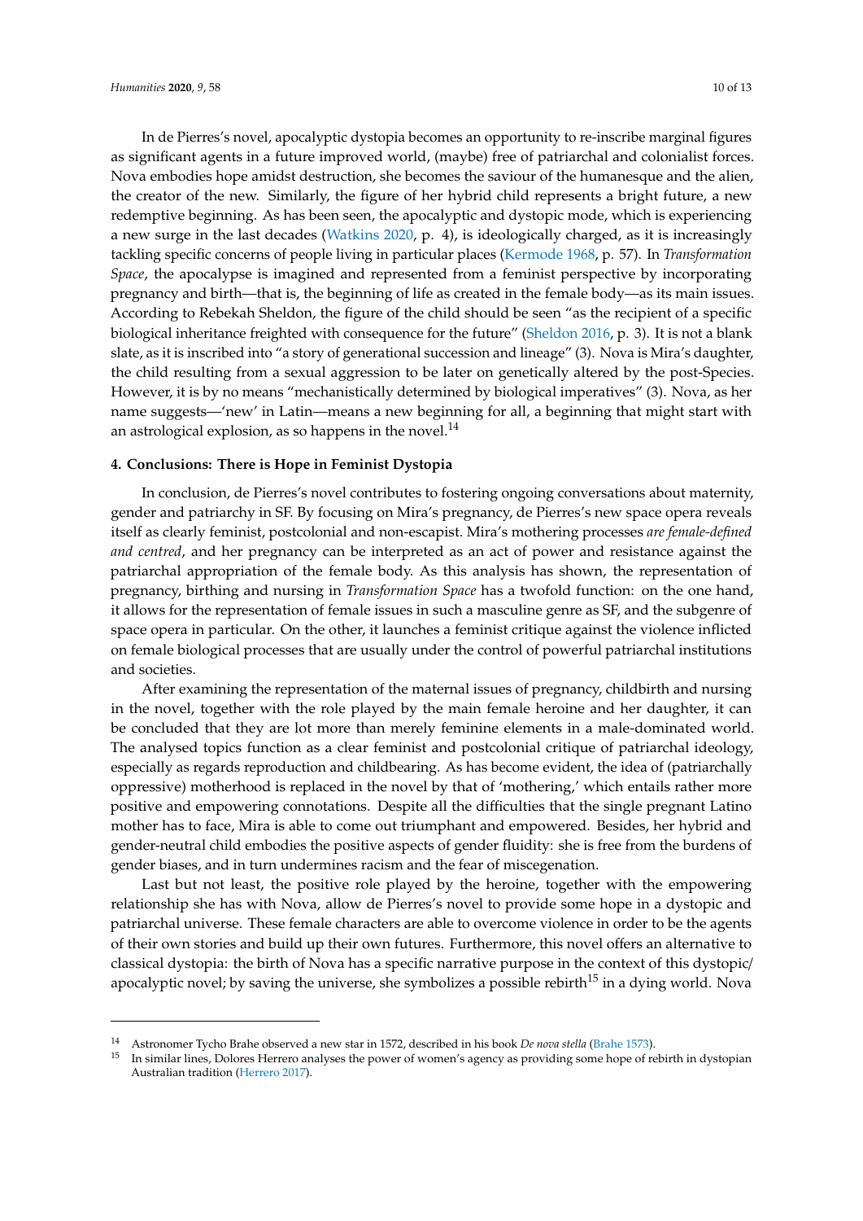In de Pierres's novel, apocalyptic dystopia becomes an opportunity to re-inscribe marginal figures as significant agents in a future improved world, (maybe) free of patriarchal and colonialist forces. Nova embodies hope amidst destruction, she becomes the saviour of the humanesque and the alien, the creator of the new. Similarly, the figure of her hybrid child represents a bright future, a new redemptive beginning. As has been seen, the apocalyptic and dystopic mode, which is experiencing a new surge in the last decades (Watkins 2020, p. 4), is ideologically charged, as it is increasingly tackling specific concerns of people living in particular places (Kermode 1968, p. 57). In *Transformation Space*, the apocalypse is imagined and represented from a feminist perspective by incorporating pregnancy and birth—that is, the beginning of life as created in the female body—as its main issues. According to Rebekah Sheldon, the figure of the child should be seen "as the recipient of a specific biological inheritance freighted with consequence for the future" (Sheldon 2016, p. 3). It is not a blank slate, as it is inscribed into "a story of generational succession and lineage" (3). Nova is Mira's daughter, the child resulting from a sexual aggression to be later on genetically altered by the post-Species. However, it is by no means "mechanistically determined by biological imperatives" (3). Nova, as her name suggests—'new' in Latin—means a new beginning for all, a beginning that might start with an astrological explosion, as so happens in the novel.[14]

## 4. Conclusions: There is Hope in Feminist Dystopia

In conclusion, de Pierres's novel contributes to fostering ongoing conversations about maternity, gender and patriarchy in SF. By focusing on Mira's pregnancy, de Pierres's new space opera reveals itself as clearly feminist, postcolonial and non-escapist. Mira's mothering processes *are female-defined and centred*, and her pregnancy can be interpreted as an act of power and resistance against the patriarchal appropriation of the female body. As this analysis has shown, the representation of pregnancy, birthing and nursing in *Transformation Space* has a twofold function: on the one hand, it allows for the representation of female issues in such a masculine genre as SF, and the subgenre of space opera in particular. On the other, it launches a feminist critique against the violence inflicted on female biological processes that are usually under the control of powerful patriarchal institutions and societies.

After examining the representation of the maternal issues of pregnancy, childbirth and nursing in the novel, together with the role played by the main female heroine and her daughter, it can be concluded that they are lot more than merely feminine elements in a male-dominated world. The analysed topics function as a clear feminist and postcolonial critique of patriarchal ideology, especially as regards reproduction and childbearing. As has become evident, the idea of (patriarchally oppressive) motherhood is replaced in the novel by that of 'mothering,' which entails rather more positive and empowering connotations. Despite all the difficulties that the single pregnant Latino mother has to face, Mira is able to come out triumphant and empowered. Besides, her hybrid and gender-neutral child embodies the positive aspects of gender fluidity: she is free from the burdens of gender biases, and in turn undermines racism and the fear of miscegenation.

Last but not least, the positive role played by the heroine, together with the empowering relationship she has with Nova, allow de Pierres's novel to provide some hope in a dystopic and patriarchal universe. These female characters are able to overcome violence in order to be the agents of their own stories and build up their own futures. Furthermore, this novel offers an alternative to classical dystopia: the birth of Nova has a specific narrative purpose in the context of this dystopic/apocalyptic novel; by saving the universe, she symbolizes a possible rebirth[15] in a dying world. Nova

---

[14] Astronomer Tycho Brahe observed a new star in 1572, described in his book *De nova stella* (Brahe 1573).

[15] In similar lines, Dolores Herrero analyses the power of women's agency as providing some hope of rebirth in dystopian Australian tradition (Herrero 2017).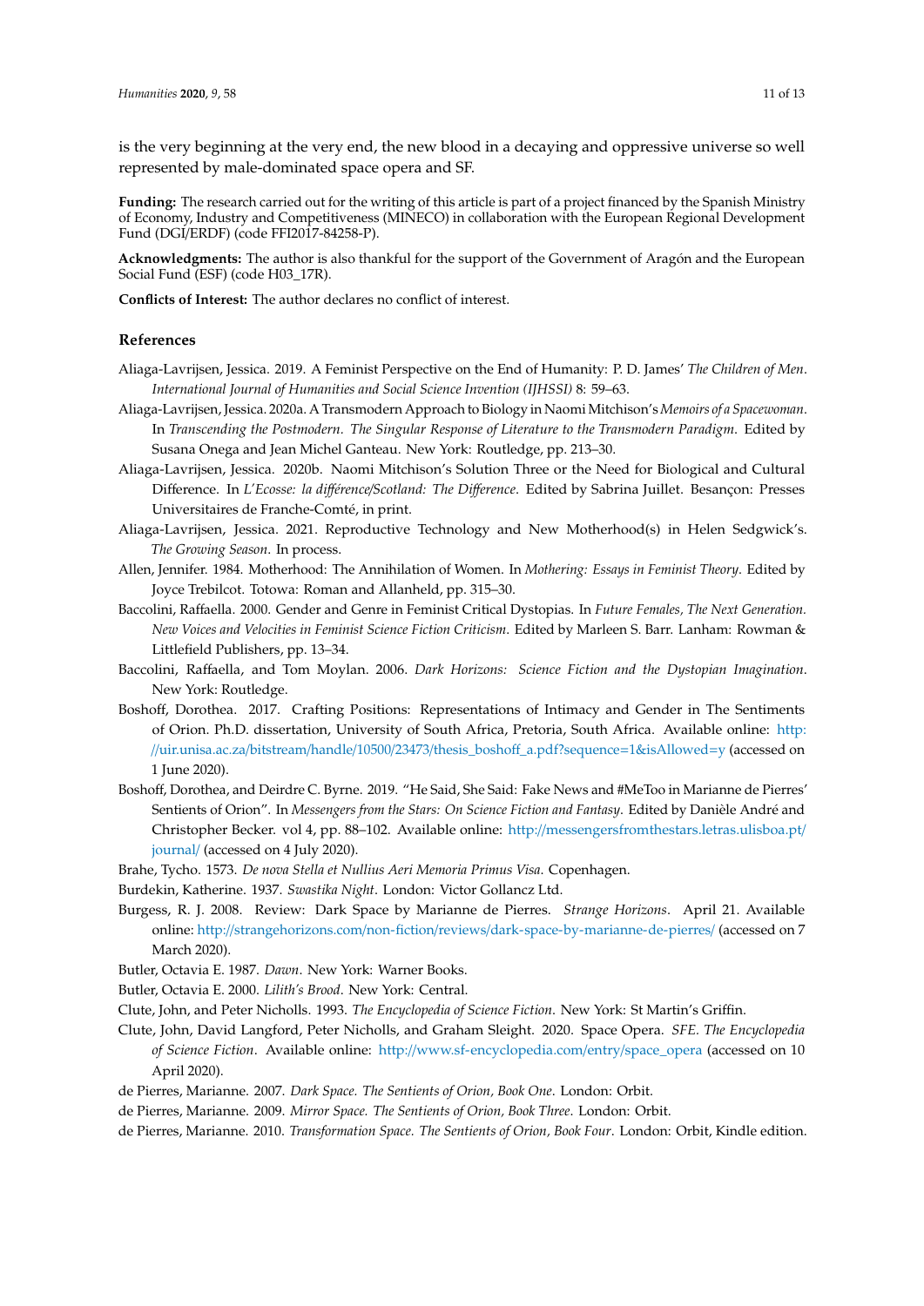is the very beginning at the very end, the new blood in a decaying and oppressive universe so well represented by male-dominated space opera and SF.

**Funding:** The research carried out for the writing of this article is part of a project financed by the Spanish Ministry of Economy, Industry and Competitiveness (MINECO) in collaboration with the European Regional Development Fund (DGI/ERDF) (code FFI2017-84258-P).

**Acknowledgments:** The author is also thankful for the support of the Government of Aragón and the European Social Fund (ESF) (code H03_17R).

**Conflicts of Interest:** The author declares no conflict of interest.

## References

Aliaga-Lavrijsen, Jessica. 2019. A Feminist Perspective on the End of Humanity: P. D. James' *The Children of Men*. *International Journal of Humanities and Social Science Invention (IJHSSI)* 8: 59–63.

Aliaga-Lavrijsen, Jessica. 2020a. A Transmodern Approach to Biology in Naomi Mitchison's *Memoirs of a Spacewoman*. In *Transcending the Postmodern. The Singular Response of Literature to the Transmodern Paradigm*. Edited by Susana Onega and Jean Michel Ganteau. New York: Routledge, pp. 213–30.

Aliaga-Lavrijsen, Jessica. 2020b. Naomi Mitchison's Solution Three or the Need for Biological and Cultural Difference. In *L'Ecosse: la différence/Scotland: The Difference*. Edited by Sabrina Juillet. Besançon: Presses Universitaires de Franche-Comté, in print.

Aliaga-Lavrijsen, Jessica. 2021. Reproductive Technology and New Motherhood(s) in Helen Sedgwick's. *The Growing Season*. In process.

Allen, Jennifer. 1984. Motherhood: The Annihilation of Women. In *Mothering: Essays in Feminist Theory*. Edited by Joyce Trebilcot. Totowa: Roman and Allanheld, pp. 315–30.

Baccolini, Raffaella. 2000. Gender and Genre in Feminist Critical Dystopias. In *Future Females, The Next Generation. New Voices and Velocities in Feminist Science Fiction Criticism*. Edited by Marleen S. Barr. Lanham: Rowman & Littlefield Publishers, pp. 13–34.

Baccolini, Raffaella, and Tom Moylan. 2006. *Dark Horizons: Science Fiction and the Dystopian Imagination*. New York: Routledge.

Boshoff, Dorothea. 2017. Crafting Positions: Representations of Intimacy and Gender in The Sentiments of Orion. Ph.D. dissertation, University of South Africa, Pretoria, South Africa. Available online: http://uir.unisa.ac.za/bitstream/handle/10500/23473/thesis_boshoff_a.pdf?sequence=1&isAllowed=y (accessed on 1 June 2020).

Boshoff, Dorothea, and Deirdre C. Byrne. 2019. "He Said, She Said: Fake News and #MeToo in Marianne de Pierres' Sentients of Orion". In *Messengers from the Stars: On Science Fiction and Fantasy*. Edited by Danièle André and Christopher Becker. vol 4, pp. 88–102. Available online: http://messengersfromthestars.letras.ulisboa.pt/journal/ (accessed on 4 July 2020).

Brahe, Tycho. 1573. *De nova Stella et Nullius Aeri Memoria Primus Visa.* Copenhagen.

Burdekin, Katherine. 1937. *Swastika Night*. London: Victor Gollancz Ltd.

Burgess, R. J. 2008. Review: Dark Space by Marianne de Pierres. *Strange Horizons*. April 21. Available online: http://strangehorizons.com/non-fiction/reviews/dark-space-by-marianne-de-pierres/ (accessed on 7 March 2020).

Butler, Octavia E. 1987. *Dawn*. New York: Warner Books.

Butler, Octavia E. 2000. *Lilith's Brood*. New York: Central.

Clute, John, and Peter Nicholls. 1993. *The Encyclopedia of Science Fiction*. New York: St Martin's Griffin.

Clute, John, David Langford, Peter Nicholls, and Graham Sleight. 2020. Space Opera. *SFE. The Encyclopedia of Science Fiction*. Available online: http://www.sf-encyclopedia.com/entry/space_opera (accessed on 10 April 2020).

de Pierres, Marianne. 2007. *Dark Space. The Sentients of Orion, Book One*. London: Orbit.

de Pierres, Marianne. 2009. *Mirror Space. The Sentients of Orion, Book Three*. London: Orbit.

de Pierres, Marianne. 2010. *Transformation Space. The Sentients of Orion, Book Four*. London: Orbit, Kindle edition.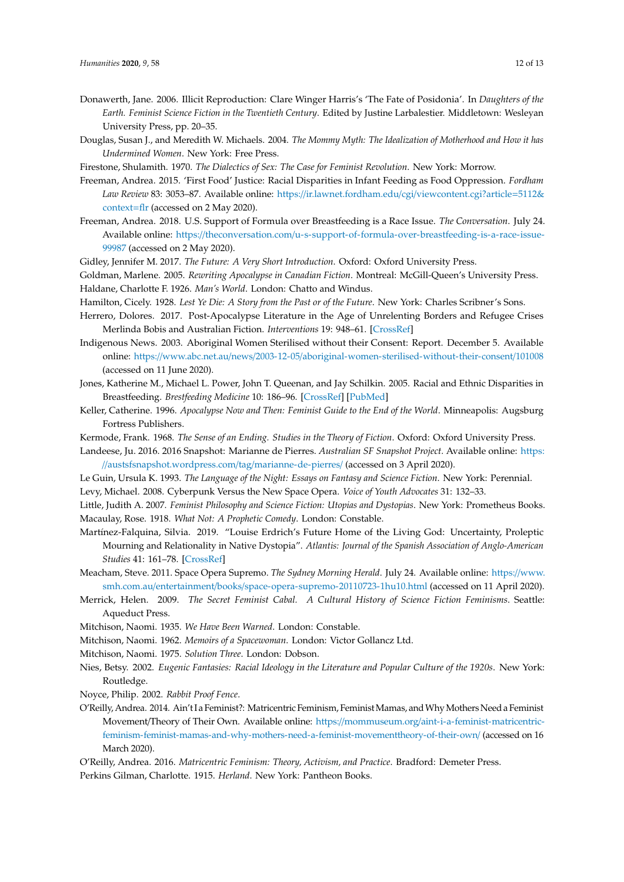Donawerth, Jane. 2006. Illicit Reproduction: Clare Winger Harris's 'The Fate of Posidonia'. In *Daughters of the Earth. Feminist Science Fiction in the Twentieth Century*. Edited by Justine Larbalestier. Middletown: Wesleyan University Press, pp. 20–35.

Douglas, Susan J., and Meredith W. Michaels. 2004. *The Mommy Myth: The Idealization of Motherhood and How it has Undermined Women*. New York: Free Press.

Firestone, Shulamith. 1970. *The Dialectics of Sex: The Case for Feminist Revolution*. New York: Morrow.

Freeman, Andrea. 2015. 'First Food' Justice: Racial Disparities in Infant Feeding as Food Oppression. *Fordham Law Review* 83: 3053–87. Available online: https://ir.lawnet.fordham.edu/cgi/viewcontent.cgi?article=5112&context=flr (accessed on 2 May 2020).

Freeman, Andrea. 2018. U.S. Support of Formula over Breastfeeding is a Race Issue. *The Conversation*. July 24. Available online: https://theconversation.com/u-s-support-of-formula-over-breastfeeding-is-a-race-issue-99987 (accessed on 2 May 2020).

Gidley, Jennifer M. 2017. *The Future: A Very Short Introduction*. Oxford: Oxford University Press.

Goldman, Marlene. 2005. *Rewriting Apocalypse in Canadian Fiction*. Montreal: McGill-Queen's University Press.

Haldane, Charlotte F. 1926. *Man's World*. London: Chatto and Windus.

Hamilton, Cicely. 1928. *Lest Ye Die: A Story from the Past or of the Future*. New York: Charles Scribner's Sons.

Herrero, Dolores. 2017. Post-Apocalypse Literature in the Age of Unrelenting Borders and Refugee Crises Merlinda Bobis and Australian Fiction. *Interventions* 19: 948–61. [CrossRef]

Indigenous News. 2003. Aboriginal Women Sterilised without their Consent: Report. December 5. Available online: https://www.abc.net.au/news/2003-12-05/aboriginal-women-sterilised-without-their-consent/101008 (accessed on 11 June 2020).

Jones, Katherine M., Michael L. Power, John T. Queenan, and Jay Schilkin. 2005. Racial and Ethnic Disparities in Breastfeeding. *Brestfeeding Medicine* 10: 186–96. [CrossRef] [PubMed]

Keller, Catherine. 1996. *Apocalypse Now and Then: Feminist Guide to the End of the World*. Minneapolis: Augsburg Fortress Publishers.

Kermode, Frank. 1968. *The Sense of an Ending. Studies in the Theory of Fiction*. Oxford: Oxford University Press.

Landeese, Ju. 2016. 2016 Snapshot: Marianne de Pierres. *Australian SF Snapshot Project*. Available online: https://austsfsnapshot.wordpress.com/tag/marianne-de-pierres/ (accessed on 3 April 2020).

Le Guin, Ursula K. 1993. *The Language of the Night: Essays on Fantasy and Science Fiction*. New York: Perennial.

Levy, Michael. 2008. Cyberpunk Versus the New Space Opera. *Voice of Youth Advocates* 31: 132–33.

Little, Judith A. 2007. *Feminist Philosophy and Science Fiction: Utopias and Dystopias*. New York: Prometheus Books.

Macaulay, Rose. 1918. *What Not: A Prophetic Comedy*. London: Constable.

Martínez-Falquina, Silvia. 2019. "Louise Erdrich's Future Home of the Living God: Uncertainty, Proleptic Mourning and Relationality in Native Dystopia". *Atlantis: Journal of the Spanish Association of Anglo-American Studies* 41: 161–78. [CrossRef]

Meacham, Steve. 2011. Space Opera Supremo. *The Sydney Morning Herald*. July 24. Available online: https://www.smh.com.au/entertainment/books/space-opera-supremo-20110723-1hu10.html (accessed on 11 April 2020).

Merrick, Helen. 2009. *The Secret Feminist Cabal. A Cultural History of Science Fiction Feminisms*. Seattle: Aqueduct Press.

Mitchison, Naomi. 1935. *We Have Been Warned*. London: Constable.

Mitchison, Naomi. 1962. *Memoirs of a Spacewoman*. London: Victor Gollancz Ltd.

Mitchison, Naomi. 1975. *Solution Three*. London: Dobson.

Nies, Betsy. 2002. *Eugenic Fantasies: Racial Ideology in the Literature and Popular Culture of the 1920s*. New York: Routledge.

Noyce, Philip. 2002. *Rabbit Proof Fence*.

O'Reilly, Andrea. 2014. Ain't I a Feminist?: Matricentric Feminism, Feminist Mamas, and Why Mothers Need a Feminist Movement/Theory of Their Own. Available online: https://mommuseum.org/aint-i-a-feminist-matricentric-feminism-feminist-mamas-and-why-mothers-need-a-feminist-movementtheory-of-their-own/ (accessed on 16 March 2020).

O'Reilly, Andrea. 2016. *Matricentric Feminism: Theory, Activism, and Practice*. Bradford: Demeter Press.

Perkins Gilman, Charlotte. 1915. *Herland*. New York: Pantheon Books.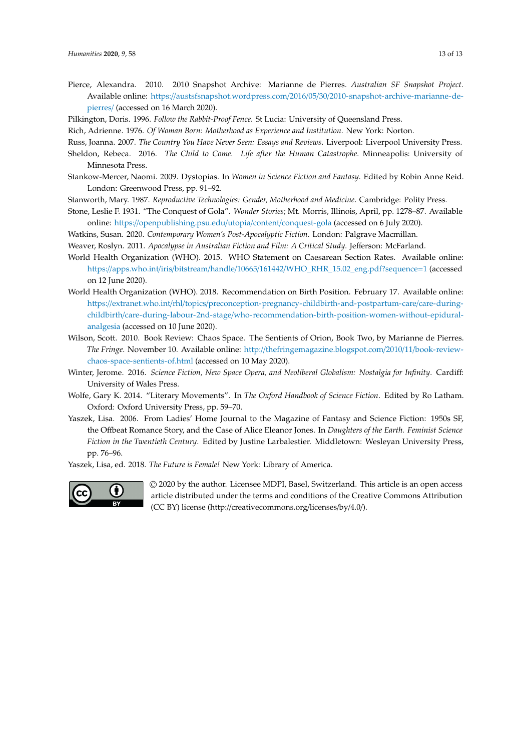Pierce, Alexandra. 2010. 2010 Snapshot Archive: Marianne de Pierres. *Australian SF Snapshot Project*. Available online: https://austsfsnapshot.wordpress.com/2016/05/30/2010-snapshot-archive-marianne-de-pierres/ (accessed on 16 March 2020).

Pilkington, Doris. 1996. *Follow the Rabbit-Proof Fence*. St Lucia: University of Queensland Press.

Rich, Adrienne. 1976. *Of Woman Born: Motherhood as Experience and Institution*. New York: Norton.

Russ, Joanna. 2007. *The Country You Have Never Seen: Essays and Reviews*. Liverpool: Liverpool University Press.

Sheldon, Rebeca. 2016. *The Child to Come. Life after the Human Catastrophe*. Minneapolis: University of Minnesota Press.

Stankow-Mercer, Naomi. 2009. Dystopias. In *Women in Science Fiction and Fantasy*. Edited by Robin Anne Reid. London: Greenwood Press, pp. 91–92.

Stanworth, Mary. 1987. *Reproductive Technologies: Gender, Motherhood and Medicine*. Cambridge: Polity Press.

Stone, Leslie F. 1931. "The Conquest of Gola". *Wonder Stories*; Mt. Morris, Illinois, April, pp. 1278–87. Available online: https://openpublishing.psu.edu/utopia/content/conquest-gola (accessed on 6 July 2020).

Watkins, Susan. 2020. *Contemporary Women's Post-Apocalyptic Fiction*. London: Palgrave Macmillan.

Weaver, Roslyn. 2011. *Apocalypse in Australian Fiction and Film: A Critical Study*. Jefferson: McFarland.

World Health Organization (WHO). 2015. WHO Statement on Caesarean Section Rates. Available online: https://apps.who.int/iris/bitstream/handle/10665/161442/WHO_RHR_15.02_eng.pdf?sequence=1 (accessed on 12 June 2020).

World Health Organization (WHO). 2018. Recommendation on Birth Position. February 17. Available online: https://extranet.who.int/rhl/topics/preconception-pregnancy-childbirth-and-postpartum-care/care-during-childbirth/care-during-labour-2nd-stage/who-recommendation-birth-position-women-without-epidural-analgesia (accessed on 10 June 2020).

Wilson, Scott. 2010. Book Review: Chaos Space. The Sentients of Orion, Book Two, by Marianne de Pierres. *The Fringe*. November 10. Available online: http://thefringemagazine.blogspot.com/2010/11/book-review-chaos-space-sentients-of.html (accessed on 10 May 2020).

Winter, Jerome. 2016. *Science Fiction, New Space Opera, and Neoliberal Globalism: Nostalgia for Infinity*. Cardiff: University of Wales Press.

Wolfe, Gary K. 2014. "Literary Movements". In *The Oxford Handbook of Science Fiction*. Edited by Ro Latham. Oxford: Oxford University Press, pp. 59–70.

Yaszek, Lisa. 2006. From Ladies' Home Journal to the Magazine of Fantasy and Science Fiction: 1950s SF, the Offbeat Romance Story, and the Case of Alice Eleanor Jones. In *Daughters of the Earth. Feminist Science Fiction in the Twentieth Century*. Edited by Justine Larbalestier. Middletown: Wesleyan University Press, pp. 76–96.

Yaszek, Lisa, ed. 2018. *The Future is Female!* New York: Library of America.

© 2020 by the author. Licensee MDPI, Basel, Switzerland. This article is an open access article distributed under the terms and conditions of the Creative Commons Attribution (CC BY) license (http://creativecommons.org/licenses/by/4.0/).